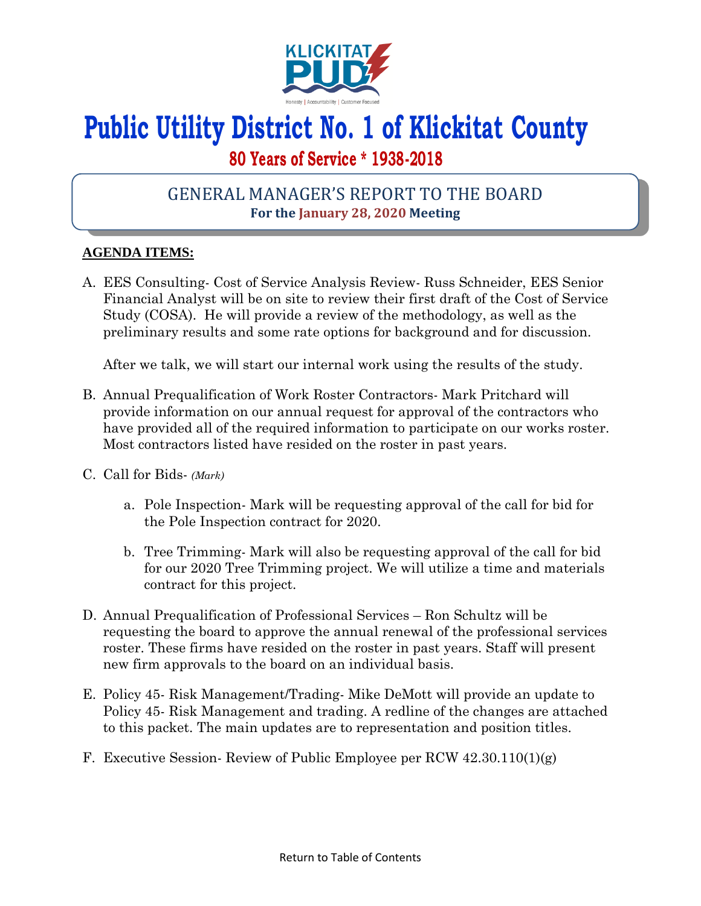KLICKITAT PUD

Honesty | Accountability | Customer Focused

# Public Utility District No. 1 of Klickitat County

## 80 Years of Service * 1938-2018

### GENERAL MANAGER'S REPORT TO THE BOARD

**For the January 28, 2020 Meeting**

**AGENDA ITEMS:**

A. EES Consulting- Cost of Service Analysis Review- Russ Schneider, EES Senior Financial Analyst will be on site to review their first draft of the Cost of Service Study (COSA). He will provide a review of the methodology, as well as the preliminary results and some rate options for background and for discussion.

   After we talk, we will start our internal work using the results of the study.

B. Annual Prequalification of Work Roster Contractors- Mark Pritchard will provide information on our annual request for approval of the contractors who have provided all of the required information to participate on our works roster. Most contractors listed have resided on the roster in past years.

C. Call for Bids- *(Mark)*

   a. Pole Inspection- Mark will be requesting approval of the call for bid for the Pole Inspection contract for 2020.

   b. Tree Trimming- Mark will also be requesting approval of the call for bid for our 2020 Tree Trimming project. We will utilize a time and materials contract for this project.

D. Annual Prequalification of Professional Services – Ron Schultz will be requesting the board to approve the annual renewal of the professional services roster. These firms have resided on the roster in past years. Staff will present new firm approvals to the board on an individual basis.

E. Policy 45- Risk Management/Trading- Mike DeMott will provide an update to Policy 45- Risk Management and trading. A redline of the changes are attached to this packet. The main updates are to representation and position titles.

F. Executive Session- Review of Public Employee per RCW 42.30.110(1)(g)

Return to Table of Contents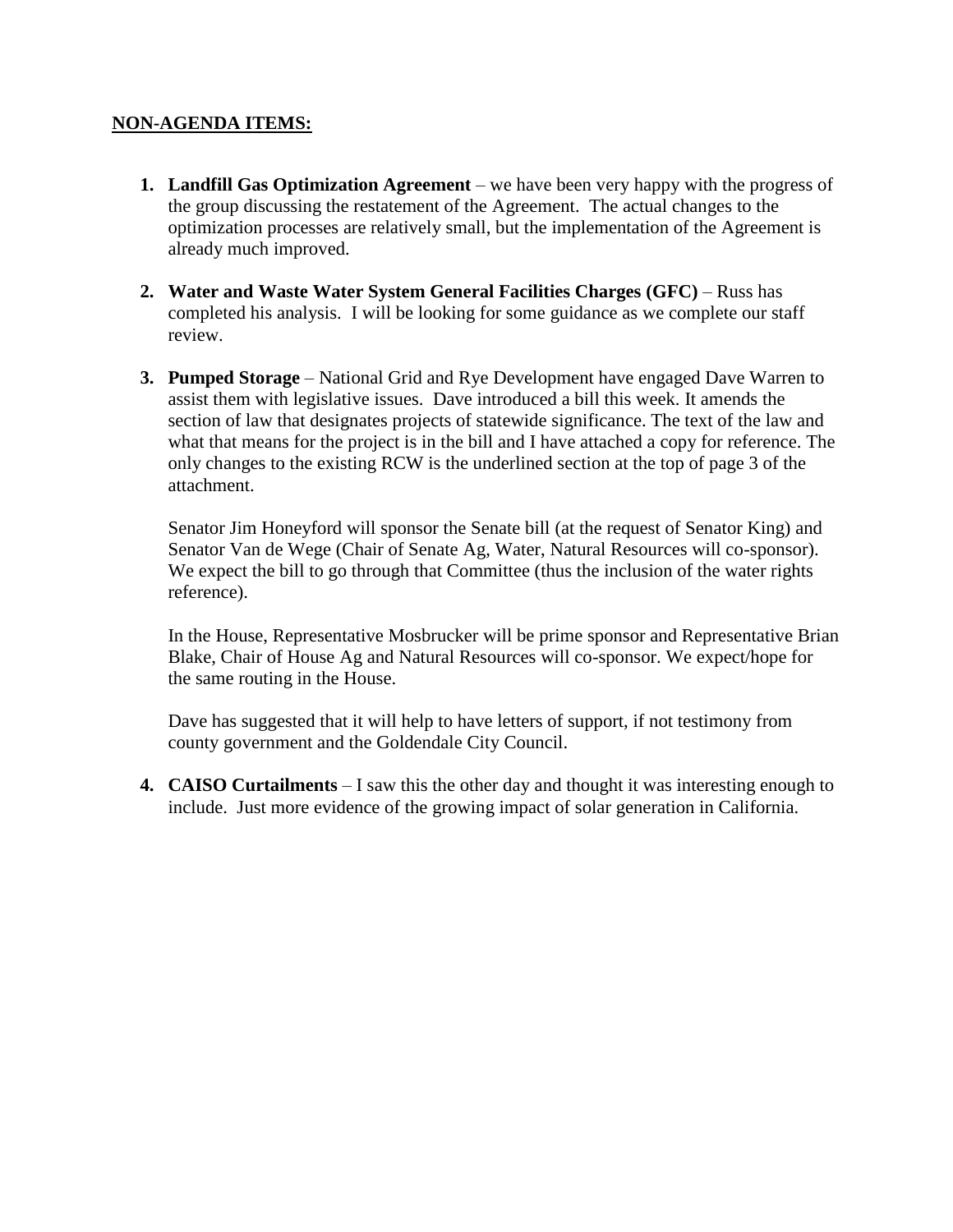**NON-AGENDA ITEMS:**

1. **Landfill Gas Optimization Agreement** – we have been very happy with the progress of the group discussing the restatement of the Agreement. The actual changes to the optimization processes are relatively small, but the implementation of the Agreement is already much improved.

2. **Water and Waste Water System General Facilities Charges (GFC)** – Russ has completed his analysis. I will be looking for some guidance as we complete our staff review.

3. **Pumped Storage** – National Grid and Rye Development have engaged Dave Warren to assist them with legislative issues. Dave introduced a bill this week. It amends the section of law that designates projects of statewide significance. The text of the law and what that means for the project is in the bill and I have attached a copy for reference. The only changes to the existing RCW is the underlined section at the top of page 3 of the attachment.

   Senator Jim Honeyford will sponsor the Senate bill (at the request of Senator King) and Senator Van de Wege (Chair of Senate Ag, Water, Natural Resources will co-sponsor). We expect the bill to go through that Committee (thus the inclusion of the water rights reference).

   In the House, Representative Mosbrucker will be prime sponsor and Representative Brian Blake, Chair of House Ag and Natural Resources will co-sponsor. We expect/hope for the same routing in the House.

   Dave has suggested that it will help to have letters of support, if not testimony from county government and the Goldendale City Council.

4. **CAISO Curtailments** – I saw this the other day and thought it was interesting enough to include. Just more evidence of the growing impact of solar generation in California.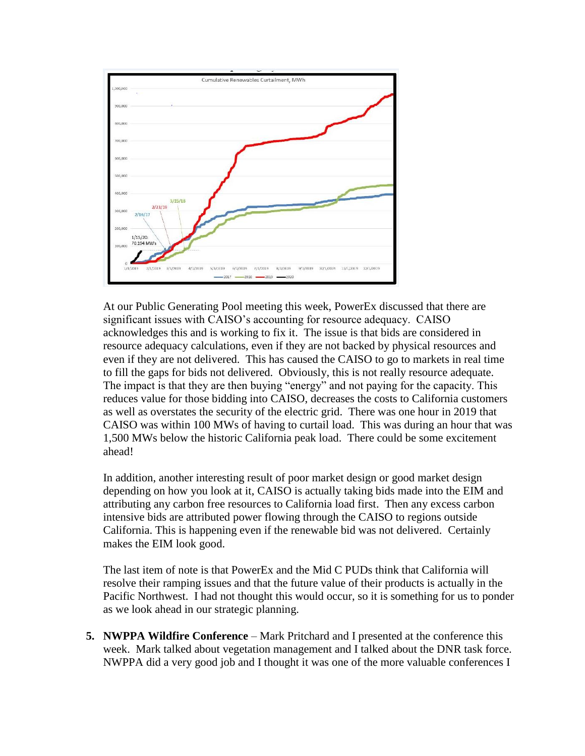At our Public Generating Pool meeting this week, PowerEx discussed that there are significant issues with CAISO's accounting for resource adequacy. CAISO acknowledges this and is working to fix it. The issue is that bids are considered in resource adequacy calculations, even if they are not backed by physical resources and even if they are not delivered. This has caused the CAISO to go to markets in real time to fill the gaps for bids not delivered. Obviously, this is not really resource adequate. The impact is that they are then buying "energy" and not paying for the capacity. This reduces value for those bidding into CAISO, decreases the costs to California customers as well as overstates the security of the electric grid. There was one hour in 2019 that CAISO was within 100 MWs of having to curtail load. This was during an hour that was 1,500 MWs below the historic California peak load. There could be some excitement ahead!

In addition, another interesting result of poor market design or good market design depending on how you look at it, CAISO is actually taking bids made into the EIM and attributing any carbon free resources to California load first. Then any excess carbon intensive bids are attributed power flowing through the CAISO to regions outside California. This is happening even if the renewable bid was not delivered. Certainly makes the EIM look good.

The last item of note is that PowerEx and the Mid C PUDs think that California will resolve their ramping issues and that the future value of their products is actually in the Pacific Northwest. I had not thought this would occur, so it is something for us to ponder as we look ahead in our strategic planning.

5. **NWPPA Wildfire Conference** – Mark Pritchard and I presented at the conference this week. Mark talked about vegetation management and I talked about the DNR task force. NWPPA did a very good job and I thought it was one of the more valuable conferences I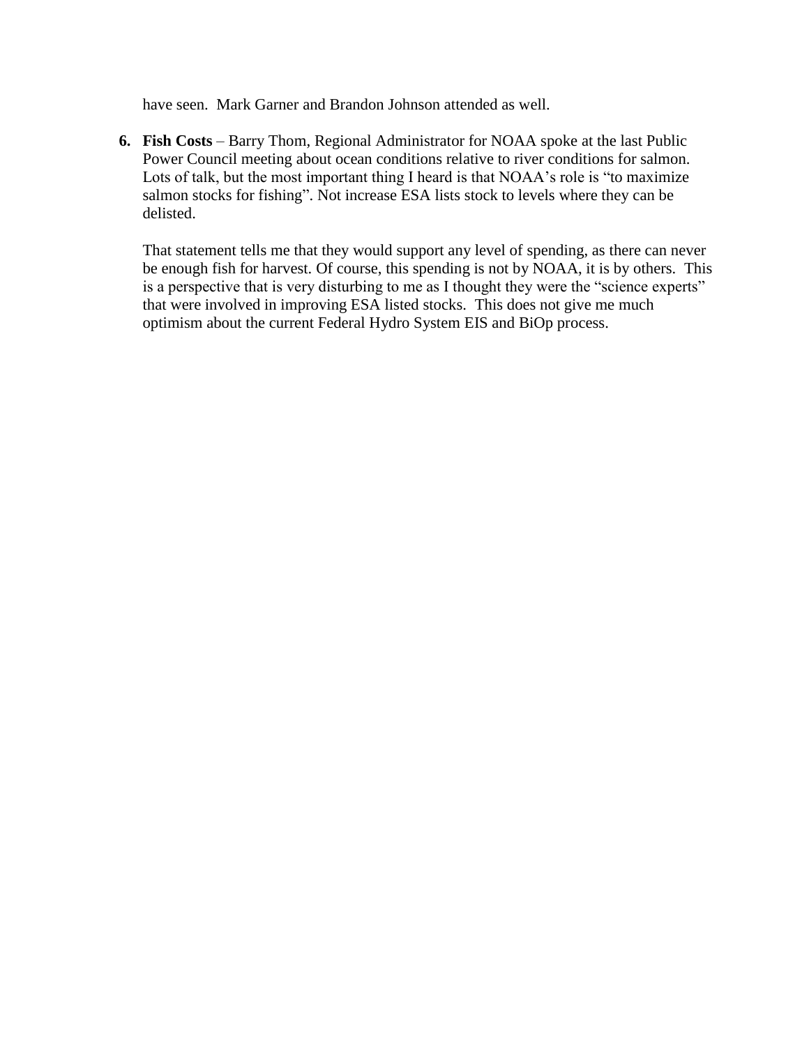have seen. Mark Garner and Brandon Johnson attended as well.

6. **Fish Costs** – Barry Thom, Regional Administrator for NOAA spoke at the last Public Power Council meeting about ocean conditions relative to river conditions for salmon. Lots of talk, but the most important thing I heard is that NOAA's role is "to maximize salmon stocks for fishing". Not increase ESA lists stock to levels where they can be delisted.

   That statement tells me that they would support any level of spending, as there can never be enough fish for harvest. Of course, this spending is not by NOAA, it is by others. This is a perspective that is very disturbing to me as I thought they were the "science experts" that were involved in improving ESA listed stocks. This does not give me much optimism about the current Federal Hydro System EIS and BiOp process.